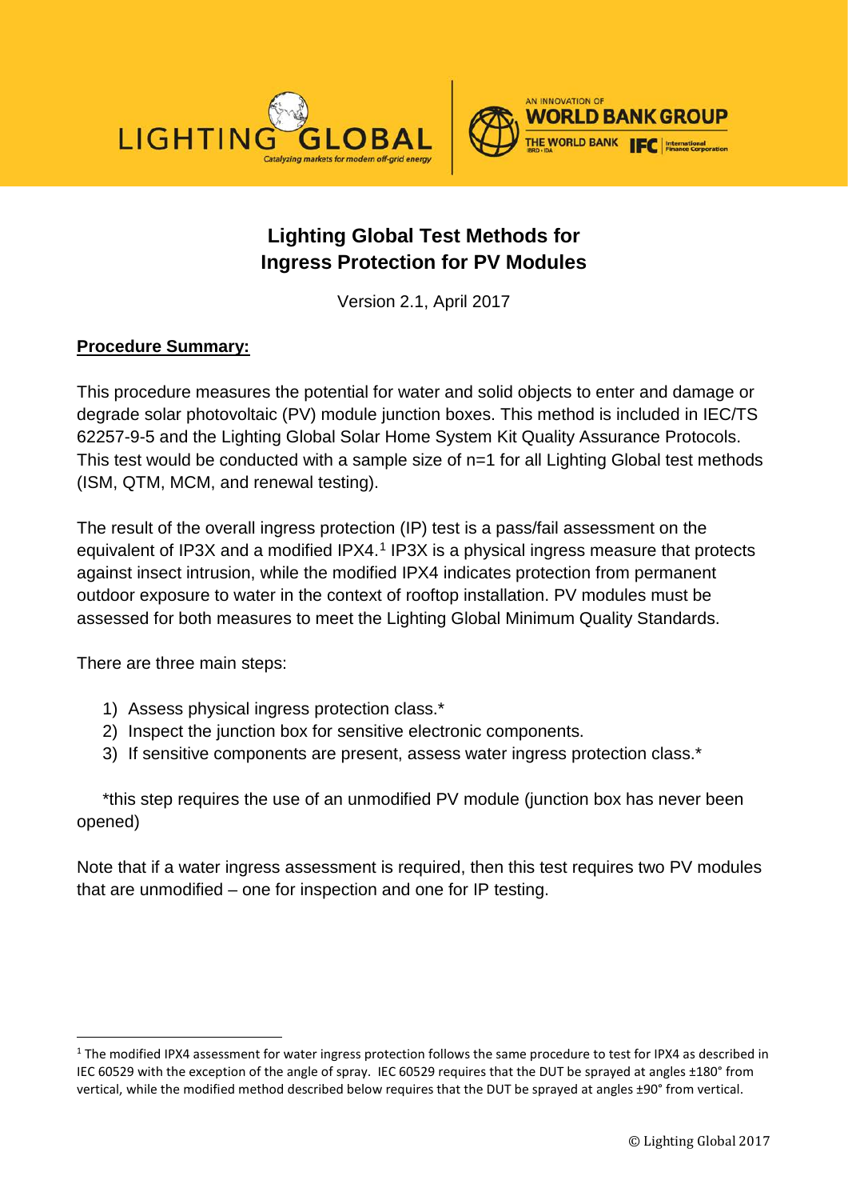# Lighting Global Test Methods for Ingress Protection for PV Modules

Version 2.1, April 2017

**<u>Procedure Summary:</u>**

This procedure measures the potential for water and solid objects to enter and damage or degrade solar photovoltaic (PV) module junction boxes. This method is included in IEC/TS 62257-9-5 and the Lighting Global Solar Home System Kit Quality Assurance Protocols. This test would be conducted with a sample size of n=1 for all Lighting Global test methods (ISM, QTM, MCM, and renewal testing).

The result of the overall ingress protection (IP) test is a pass/fail assessment on the equivalent of IP3X and a modified IPX4.[1] IP3X is a physical ingress measure that protects against insect intrusion, while the modified IPX4 indicates protection from permanent outdoor exposure to water in the context of rooftop installation. PV modules must be assessed for both measures to meet the Lighting Global Minimum Quality Standards.

There are three main steps:

1) Assess physical ingress protection class.*
2) Inspect the junction box for sensitive electronic components.
3) If sensitive components are present, assess water ingress protection class.*

*this step requires the use of an unmodified PV module (junction box has never been opened)

Note that if a water ingress assessment is required, then this test requires two PV modules that are unmodified – one for inspection and one for IP testing.

---

[1] The modified IPX4 assessment for water ingress protection follows the same procedure to test for IPX4 as described in IEC 60529 with the exception of the angle of spray. IEC 60529 requires that the DUT be sprayed at angles ±180° from vertical, while the modified method described below requires that the DUT be sprayed at angles ±90° from vertical.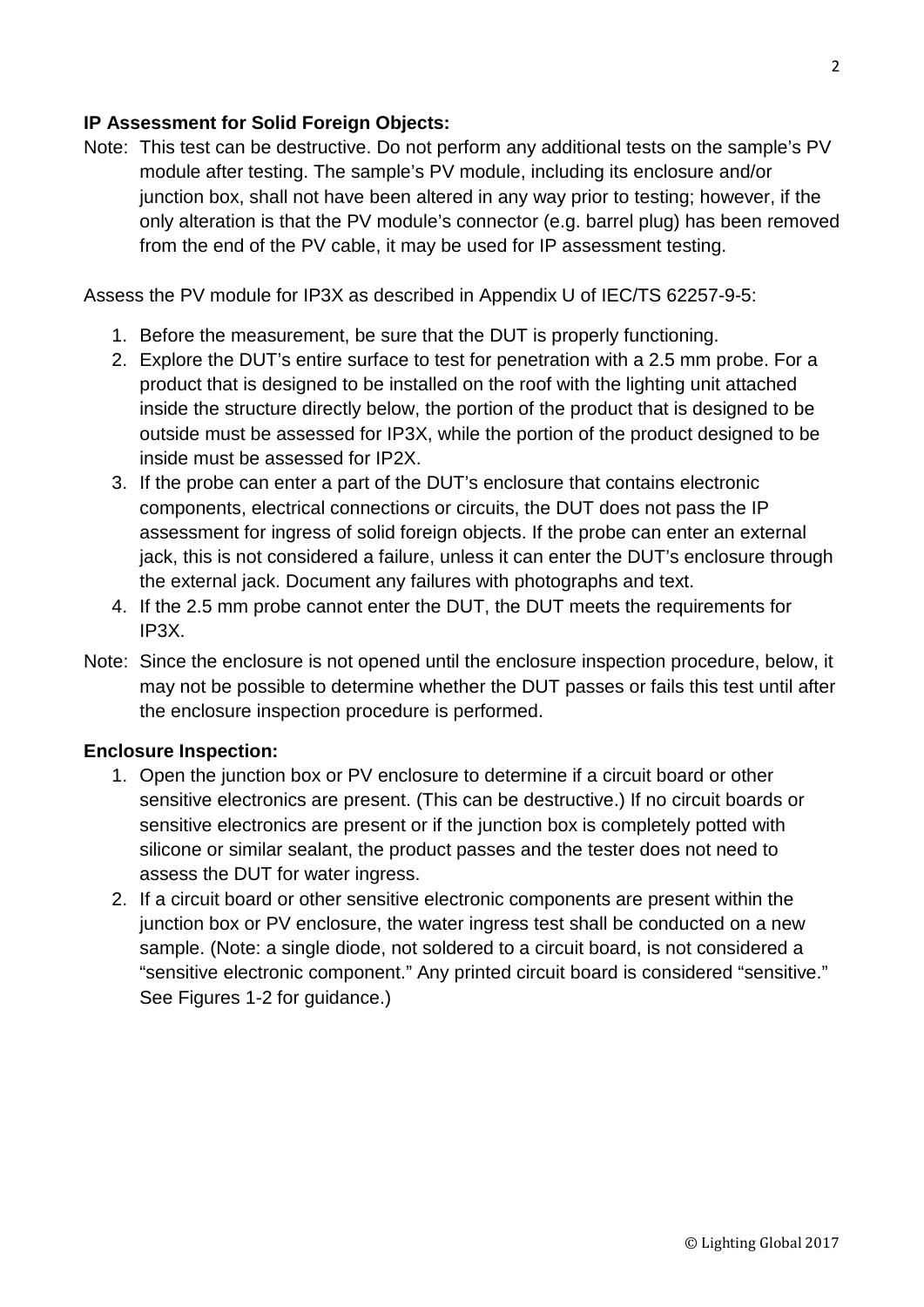**IP Assessment for Solid Foreign Objects:**

Note: This test can be destructive. Do not perform any additional tests on the sample's PV module after testing. The sample's PV module, including its enclosure and/or junction box, shall not have been altered in any way prior to testing; however, if the only alteration is that the PV module's connector (e.g. barrel plug) has been removed from the end of the PV cable, it may be used for IP assessment testing.

Assess the PV module for IP3X as described in Appendix U of IEC/TS 62257-9-5:

1. Before the measurement, be sure that the DUT is properly functioning.
2. Explore the DUT's entire surface to test for penetration with a 2.5 mm probe. For a product that is designed to be installed on the roof with the lighting unit attached inside the structure directly below, the portion of the product that is designed to be outside must be assessed for IP3X, while the portion of the product designed to be inside must be assessed for IP2X.
3. If the probe can enter a part of the DUT's enclosure that contains electronic components, electrical connections or circuits, the DUT does not pass the IP assessment for ingress of solid foreign objects. If the probe can enter an external jack, this is not considered a failure, unless it can enter the DUT's enclosure through the external jack. Document any failures with photographs and text.
4. If the 2.5 mm probe cannot enter the DUT, the DUT meets the requirements for IP3X.

Note: Since the enclosure is not opened until the enclosure inspection procedure, below, it may not be possible to determine whether the DUT passes or fails this test until after the enclosure inspection procedure is performed.

**Enclosure Inspection:**

1. Open the junction box or PV enclosure to determine if a circuit board or other sensitive electronics are present. (This can be destructive.) If no circuit boards or sensitive electronics are present or if the junction box is completely potted with silicone or similar sealant, the product passes and the tester does not need to assess the DUT for water ingress.
2. If a circuit board or other sensitive electronic components are present within the junction box or PV enclosure, the water ingress test shall be conducted on a new sample. (Note: a single diode, not soldered to a circuit board, is not considered a "sensitive electronic component." Any printed circuit board is considered "sensitive." See Figures 1-2 for guidance.)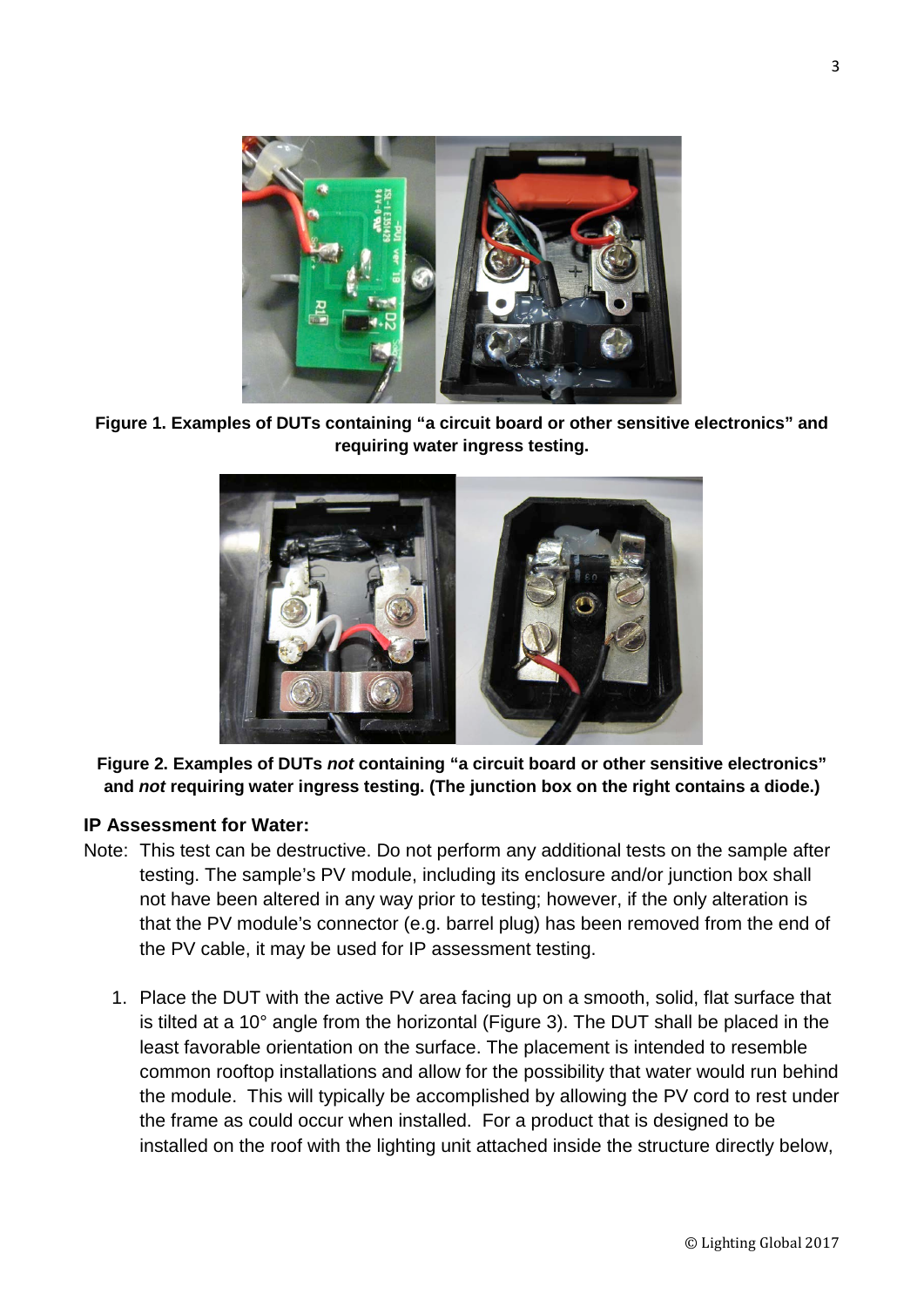**Figure 1. Examples of DUTs containing "a circuit board or other sensitive electronics" and requiring water ingress testing.**

**Figure 2. Examples of DUTs *not* containing "a circuit board or other sensitive electronics" and *not* requiring water ingress testing. (The junction box on the right contains a diode.)**

### IP Assessment for Water:

Note: This test can be destructive. Do not perform any additional tests on the sample after testing. The sample's PV module, including its enclosure and/or junction box shall not have been altered in any way prior to testing; however, if the only alteration is that the PV module's connector (e.g. barrel plug) has been removed from the end of the PV cable, it may be used for IP assessment testing.

1. Place the DUT with the active PV area facing up on a smooth, solid, flat surface that is tilted at a 10° angle from the horizontal (Figure 3). The DUT shall be placed in the least favorable orientation on the surface. The placement is intended to resemble common rooftop installations and allow for the possibility that water would run behind the module. This will typically be accomplished by allowing the PV cord to rest under the frame as could occur when installed. For a product that is designed to be installed on the roof with the lighting unit attached inside the structure directly below,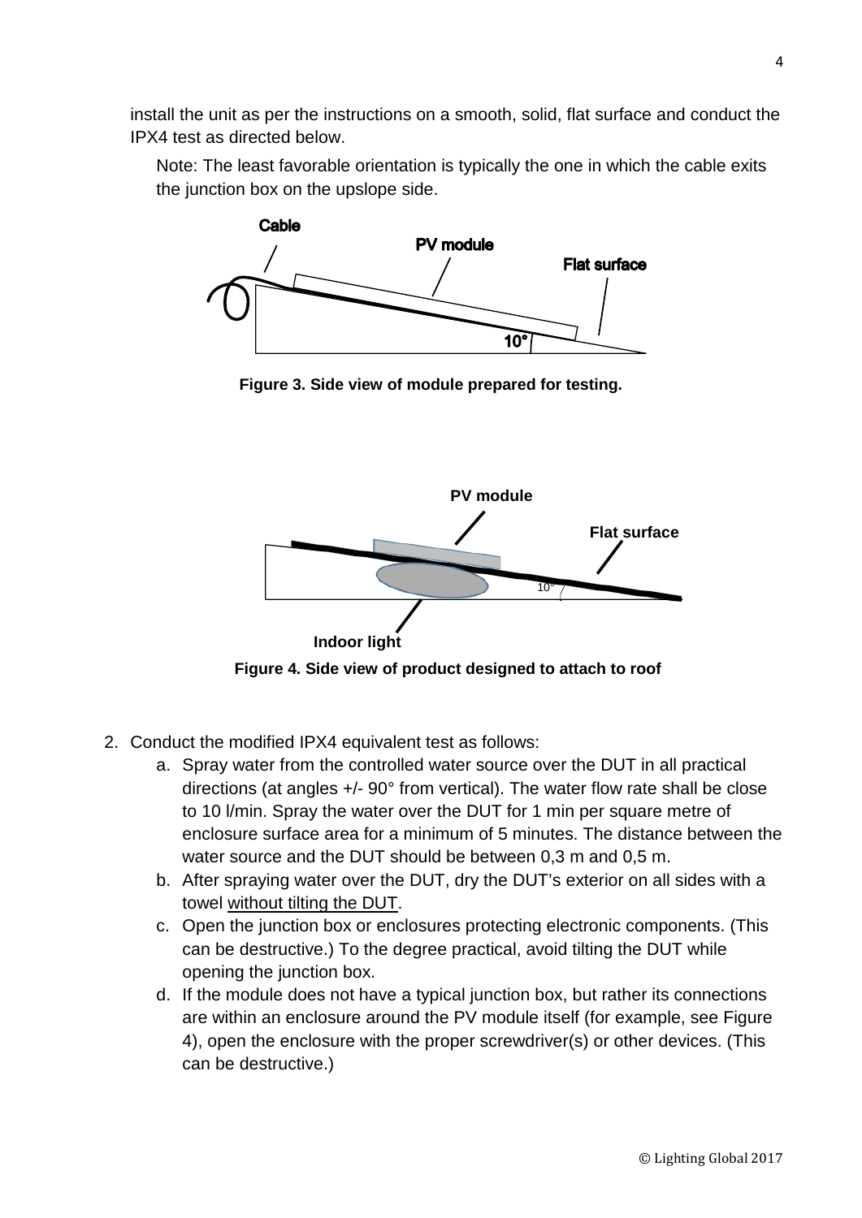install the unit as per the instructions on a smooth, solid, flat surface and conduct the IPX4 test as directed below.

Note: The least favorable orientation is typically the one in which the cable exits the junction box on the upslope side.

**Figure 3. Side view of module prepared for testing.**

**Figure 4. Side view of product designed to attach to roof**

2. Conduct the modified IPX4 equivalent test as follows:
   a. Spray water from the controlled water source over the DUT in all practical directions (at angles +/- 90° from vertical). The water flow rate shall be close to 10 l/min. Spray the water over the DUT for 1 min per square metre of enclosure surface area for a minimum of 5 minutes. The distance between the water source and the DUT should be between 0,3 m and 0,5 m.
   b. After spraying water over the DUT, dry the DUT's exterior on all sides with a towel without tilting the DUT.
   c. Open the junction box or enclosures protecting electronic components. (This can be destructive.) To the degree practical, avoid tilting the DUT while opening the junction box.
   d. If the module does not have a typical junction box, but rather its connections are within an enclosure around the PV module itself (for example, see Figure 4), open the enclosure with the proper screwdriver(s) or other devices. (This can be destructive.)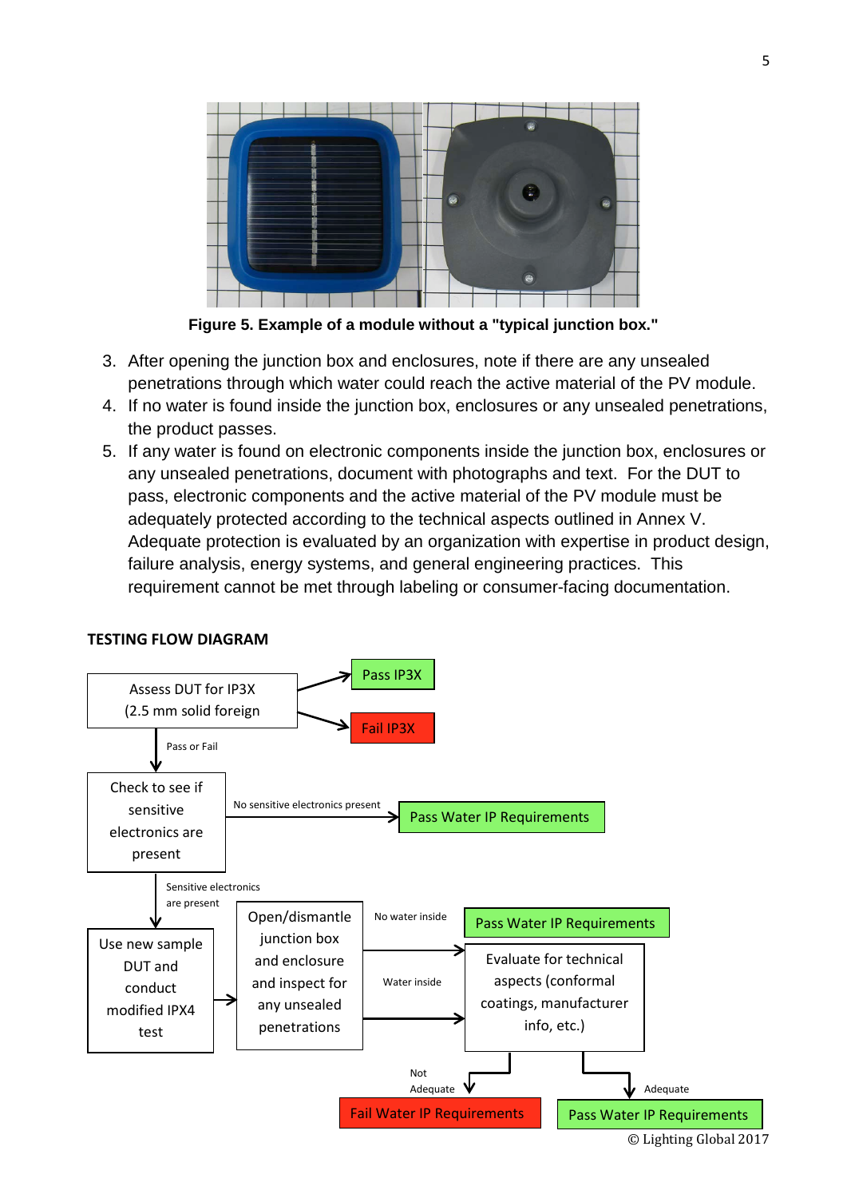**Figure 5. Example of a module without a "typical junction box."**

3. After opening the junction box and enclosures, note if there are any unsealed penetrations through which water could reach the active material of the PV module.
4. If no water is found inside the junction box, enclosures or any unsealed penetrations, the product passes.
5. If any water is found on electronic components inside the junction box, enclosures or any unsealed penetrations, document with photographs and text. For the DUT to pass, electronic components and the active material of the PV module must be adequately protected according to the technical aspects outlined in Annex V. Adequate protection is evaluated by an organization with expertise in product design, failure analysis, energy systems, and general engineering practices. This requirement cannot be met through labeling or consumer-facing documentation.

**TESTING FLOW DIAGRAM**

Assess DUT for IP3X (2.5 mm solid foreign

Pass IP3X

Fail IP3X

Pass or Fail

Check to see if sensitive electronics are present

No sensitive electronics present

Pass Water IP Requirements

Sensitive electronics are present

Use new sample DUT and conduct modified IPX4 test

Open/dismantle junction box and enclosure and inspect for any unsealed penetrations

No water inside

Pass Water IP Requirements

Water inside

Evaluate for technical aspects (conformal coatings, manufacturer info, etc.)

Not Adequate

Fail Water IP Requirements

Adequate

Pass Water IP Requirements

© Lighting Global 2017